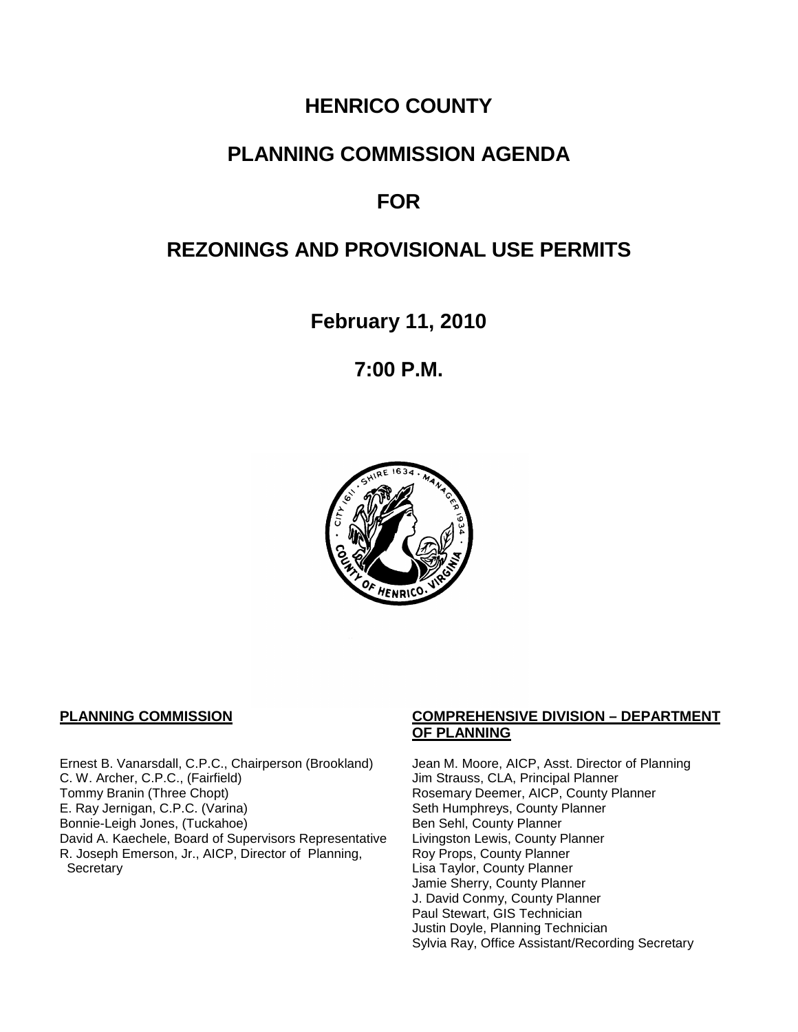# HENRICO COUNTY

# PLANNING COMMISSION AGENDA

# FOR

# REZONINGS AND PROVISIONAL USE PERMITS

## February 11, 2010

## 7:00 P.M.

**PLANNING COMMISSION**

Ernest B. Vanarsdall, C.P.C., Chairperson (Brookland)
C. W. Archer, C.P.C., (Fairfield)
Tommy Branin (Three Chopt)
E. Ray Jernigan, C.P.C. (Varina)
Bonnie-Leigh Jones, (Tuckahoe)
David A. Kaechele, Board of Supervisors Representative
R. Joseph Emerson, Jr., AICP, Director of Planning, Secretary

**COMPREHENSIVE DIVISION – DEPARTMENT OF PLANNING**

Jean M. Moore, AICP, Asst. Director of Planning
Jim Strauss, CLA, Principal Planner
Rosemary Deemer, AICP, County Planner
Seth Humphreys, County Planner
Ben Sehl, County Planner
Livingston Lewis, County Planner
Roy Props, County Planner
Lisa Taylor, County Planner
Jamie Sherry, County Planner
J. David Conmy, County Planner
Paul Stewart, GIS Technician
Justin Doyle, Planning Technician
Sylvia Ray, Office Assistant/Recording Secretary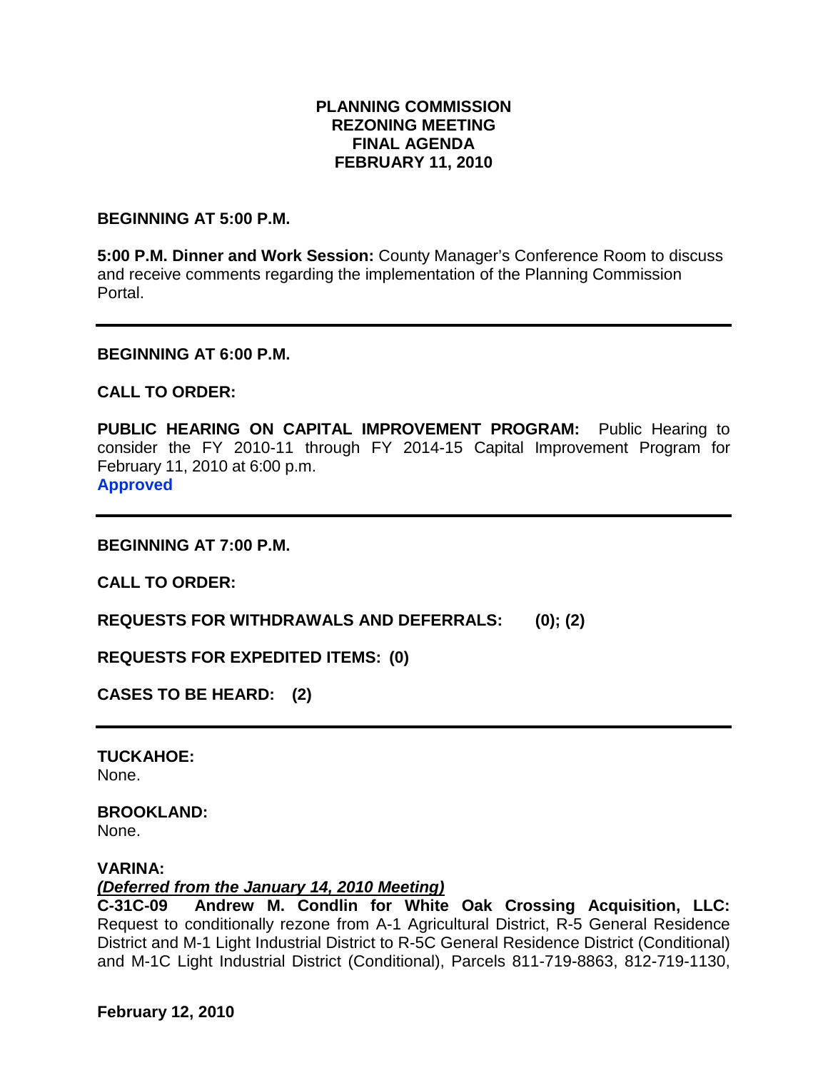**PLANNING COMMISSION**
**REZONING MEETING**
**FINAL AGENDA**
**FEBRUARY 11, 2010**

**BEGINNING AT 5:00 P.M.**

**5:00 P.M. Dinner and Work Session:** County Manager's Conference Room to discuss and receive comments regarding the implementation of the Planning Commission Portal.

---

**BEGINNING AT 6:00 P.M.**

**CALL TO ORDER:**

**PUBLIC HEARING ON CAPITAL IMPROVEMENT PROGRAM:** Public Hearing to consider the FY 2010-11 through FY 2014-15 Capital Improvement Program for February 11, 2010 at 6:00 p.m.
**Approved**

---

**BEGINNING AT 7:00 P.M.**

**CALL TO ORDER:**

**REQUESTS FOR WITHDRAWALS AND DEFERRALS: (0); (2)**

**REQUESTS FOR EXPEDITED ITEMS: (0)**

**CASES TO BE HEARD: (2)**

---

**TUCKAHOE:**
None.

**BROOKLAND:**
None.

**VARINA:**
***(Deferred from the January 14, 2010 Meeting)***
**C-31C-09 Andrew M. Condlin for White Oak Crossing Acquisition, LLC:** Request to conditionally rezone from A-1 Agricultural District, R-5 General Residence District and M-1 Light Industrial District to R-5C General Residence District (Conditional) and M-1C Light Industrial District (Conditional), Parcels 811-719-8863, 812-719-1130,

**February 12, 2010**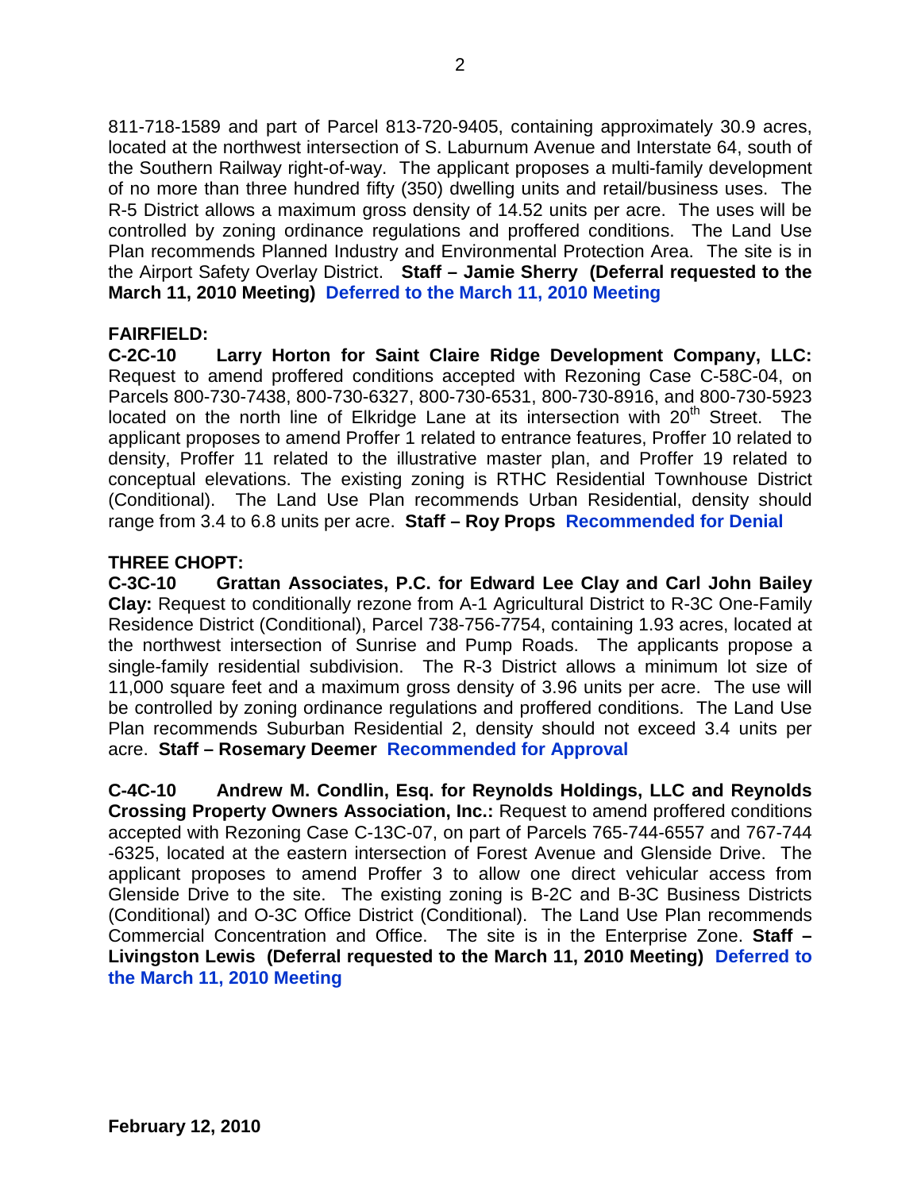811-718-1589 and part of Parcel 813-720-9405, containing approximately 30.9 acres, located at the northwest intersection of S. Laburnum Avenue and Interstate 64, south of the Southern Railway right-of-way. The applicant proposes a multi-family development of no more than three hundred fifty (350) dwelling units and retail/business uses. The R-5 District allows a maximum gross density of 14.52 units per acre. The uses will be controlled by zoning ordinance regulations and proffered conditions. The Land Use Plan recommends Planned Industry and Environmental Protection Area. The site is in the Airport Safety Overlay District. **Staff – Jamie Sherry (Deferral requested to the March 11, 2010 Meeting)** **Deferred to the March 11, 2010 Meeting**

**FAIRFIELD:**

**C-2C-10 Larry Horton for Saint Claire Ridge Development Company, LLC:** Request to amend proffered conditions accepted with Rezoning Case C-58C-04, on Parcels 800-730-7438, 800-730-6327, 800-730-6531, 800-730-8916, and 800-730-5923 located on the north line of Elkridge Lane at its intersection with 20th Street. The applicant proposes to amend Proffer 1 related to entrance features, Proffer 10 related to density, Proffer 11 related to the illustrative master plan, and Proffer 19 related to conceptual elevations. The existing zoning is RTHC Residential Townhouse District (Conditional). The Land Use Plan recommends Urban Residential, density should range from 3.4 to 6.8 units per acre. **Staff – Roy Props** **Recommended for Denial**

**THREE CHOPT:**

**C-3C-10 Grattan Associates, P.C. for Edward Lee Clay and Carl John Bailey Clay:** Request to conditionally rezone from A-1 Agricultural District to R-3C One-Family Residence District (Conditional), Parcel 738-756-7754, containing 1.93 acres, located at the northwest intersection of Sunrise and Pump Roads. The applicants propose a single-family residential subdivision. The R-3 District allows a minimum lot size of 11,000 square feet and a maximum gross density of 3.96 units per acre. The use will be controlled by zoning ordinance regulations and proffered conditions. The Land Use Plan recommends Suburban Residential 2, density should not exceed 3.4 units per acre. **Staff – Rosemary Deemer** **Recommended for Approval**

**C-4C-10 Andrew M. Condlin, Esq. for Reynolds Holdings, LLC and Reynolds Crossing Property Owners Association, Inc.:** Request to amend proffered conditions accepted with Rezoning Case C-13C-07, on part of Parcels 765-744-6557 and 767-744-6325, located at the eastern intersection of Forest Avenue and Glenside Drive. The applicant proposes to amend Proffer 3 to allow one direct vehicular access from Glenside Drive to the site. The existing zoning is B-2C and B-3C Business Districts (Conditional) and O-3C Office District (Conditional). The Land Use Plan recommends Commercial Concentration and Office. The site is in the Enterprise Zone. **Staff – Livingston Lewis (Deferral requested to the March 11, 2010 Meeting)** **Deferred to the March 11, 2010 Meeting**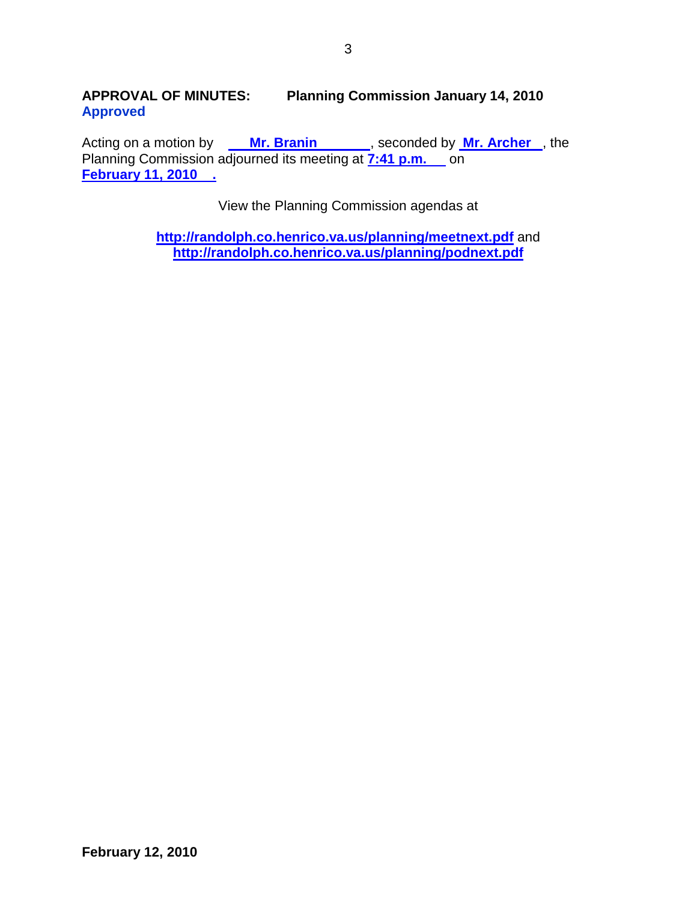**APPROVAL OF MINUTES: Planning Commission January 14, 2010**
**Approved**

Acting on a motion by **Mr. Branin**, seconded by **Mr. Archer**, the Planning Commission adjourned its meeting at **7:41 p.m.** on **February 11, 2010.**

View the Planning Commission agendas at

**http://randolph.co.henrico.va.us/planning/meetnext.pdf** and **http://randolph.co.henrico.va.us/planning/podnext.pdf**

**February 12, 2010**